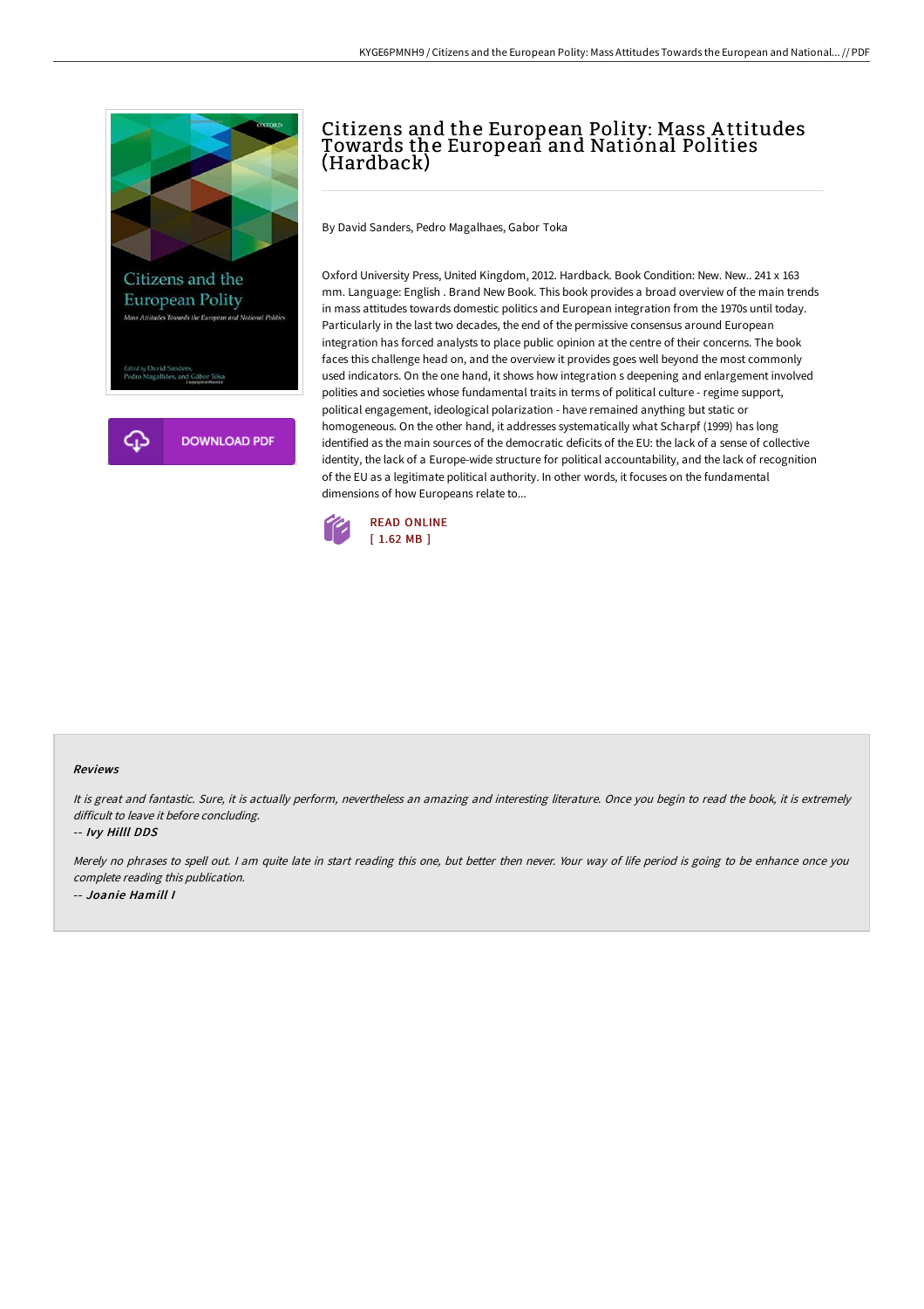# Citizens and the European Polity: Mass Attitudes Towards the European and National Polities (Hardback)

By David Sanders, Pedro Magalhaes, Gabor Toka

Oxford University Press, United Kingdom, 2012. Hardback. Book Condition: New. New.. 241 x 163 mm. Language: English . Brand New Book. This book provides a broad overview of the main trends in mass attitudes towards domestic politics and European integration from the 1970s until today. Particularly in the last two decades, the end of the permissive consensus around European integration has forced analysts to place public opinion at the centre of their concerns. The book faces this challenge head on, and the overview it provides goes well beyond the most commonly used indicators. On the one hand, it shows how integration s deepening and enlargement involved polities and societies whose fundamental traits in terms of political culture - regime support, political engagement, ideological polarization - have remained anything but static or homogeneous. On the other hand, it addresses systematically what Scharpf (1999) has long identified as the main sources of the democratic deficits of the EU: the lack of a sense of collective identity, the lack of a Europe-wide structure for political accountability, and the lack of recognition of the EU as a legitimate political authority. In other words, it focuses on the fundamental dimensions of how Europeans relate to...

DOWNLOAD PDF

READ ONLINE
[ 1.62 MB ]

#### Reviews

*It is great and fantastic. Sure, it is actually perform, nevertheless an amazing and interesting literature. Once you begin to read the book, it is extremely difficult to leave it before concluding.*

-- *Ivy Hilll DDS*

*Merely no phrases to spell out. I am quite late in start reading this one, but better then never. Your way of life period is going to be enhance once you complete reading this publication.*

-- *Joanie Hamill I*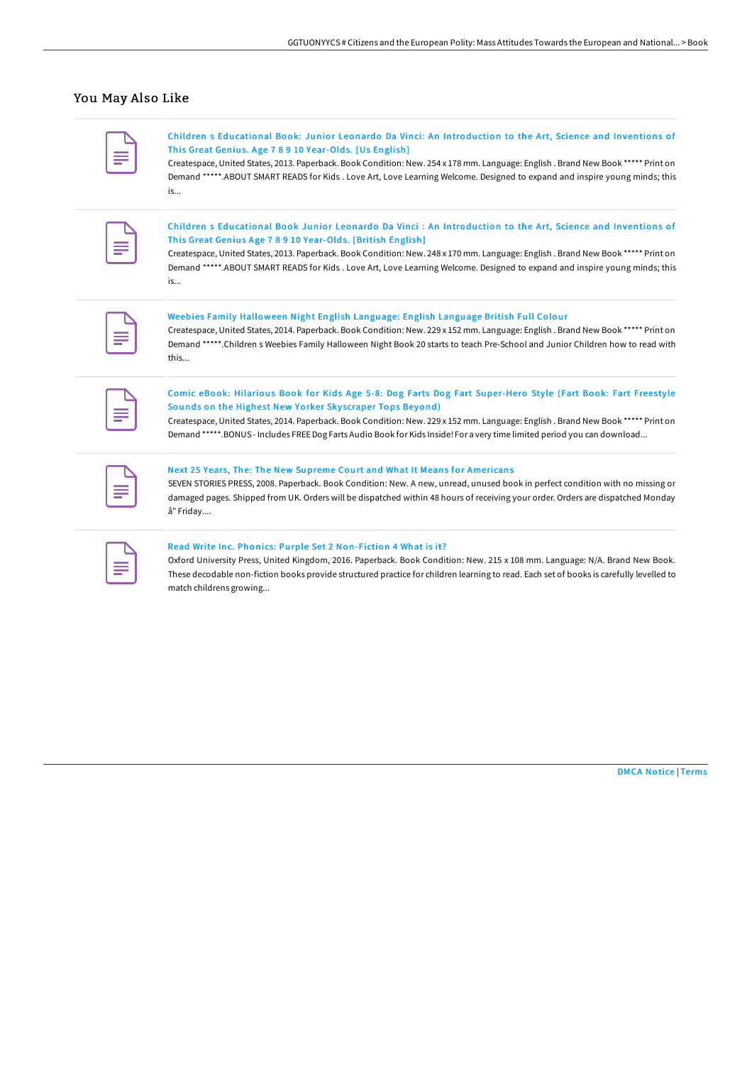## You May Also Like

### Children s Educational Book: Junior Leonardo Da Vinci: An Introduction to the Art, Science and Inventions of This Great Genius. Age 7 8 9 10 Year-Olds. [Us English]

Createspace, United States, 2013. Paperback. Book Condition: New. 254 x 178 mm. Language: English . Brand New Book ***** Print on Demand *****.ABOUT SMART READS for Kids . Love Art, Love Learning Welcome. Designed to expand and inspire young minds; this is...

### Children s Educational Book Junior Leonardo Da Vinci : An Introduction to the Art, Science and Inventions of This Great Genius Age 7 8 9 10 Year-Olds. [British English]

Createspace, United States, 2013. Paperback. Book Condition: New. 248 x 170 mm. Language: English . Brand New Book ***** Print on Demand *****.ABOUT SMART READS for Kids . Love Art, Love Learning Welcome. Designed to expand and inspire young minds; this is...

### Weebies Family Halloween Night English Language: English Language British Full Colour

Createspace, United States, 2014. Paperback. Book Condition: New. 229 x 152 mm. Language: English . Brand New Book ***** Print on Demand *****.Children s Weebies Family Halloween Night Book 20 starts to teach Pre-School and Junior Children how to read with this...

### Comic eBook: Hilarious Book for Kids Age 5-8: Dog Farts Dog Fart Super-Hero Style (Fart Book: Fart Freestyle Sounds on the Highest New Yorker Skyscraper Tops Beyond)

Createspace, United States, 2014. Paperback. Book Condition: New. 229 x 152 mm. Language: English . Brand New Book ***** Print on Demand *****.BONUS - Includes FREE Dog Farts Audio Book for Kids Inside! For a very time limited period you can download...

### Next 25 Years, The: The New Supreme Court and What It Means for Americans

SEVEN STORIES PRESS, 2008. Paperback. Book Condition: New. A new, unread, unused book in perfect condition with no missing or damaged pages. Shipped from UK. Orders will be dispatched within 48 hours of receiving your order. Orders are dispatched Monday â" Friday....

### Read Write Inc. Phonics: Purple Set 2 Non-Fiction 4 What is it?

Oxford University Press, United Kingdom, 2016. Paperback. Book Condition: New. 215 x 108 mm. Language: N/A. Brand New Book. These decodable non-fiction books provide structured practice for children learning to read. Each set of books is carefully levelled to match childrens growing...

DMCA Notice | Terms